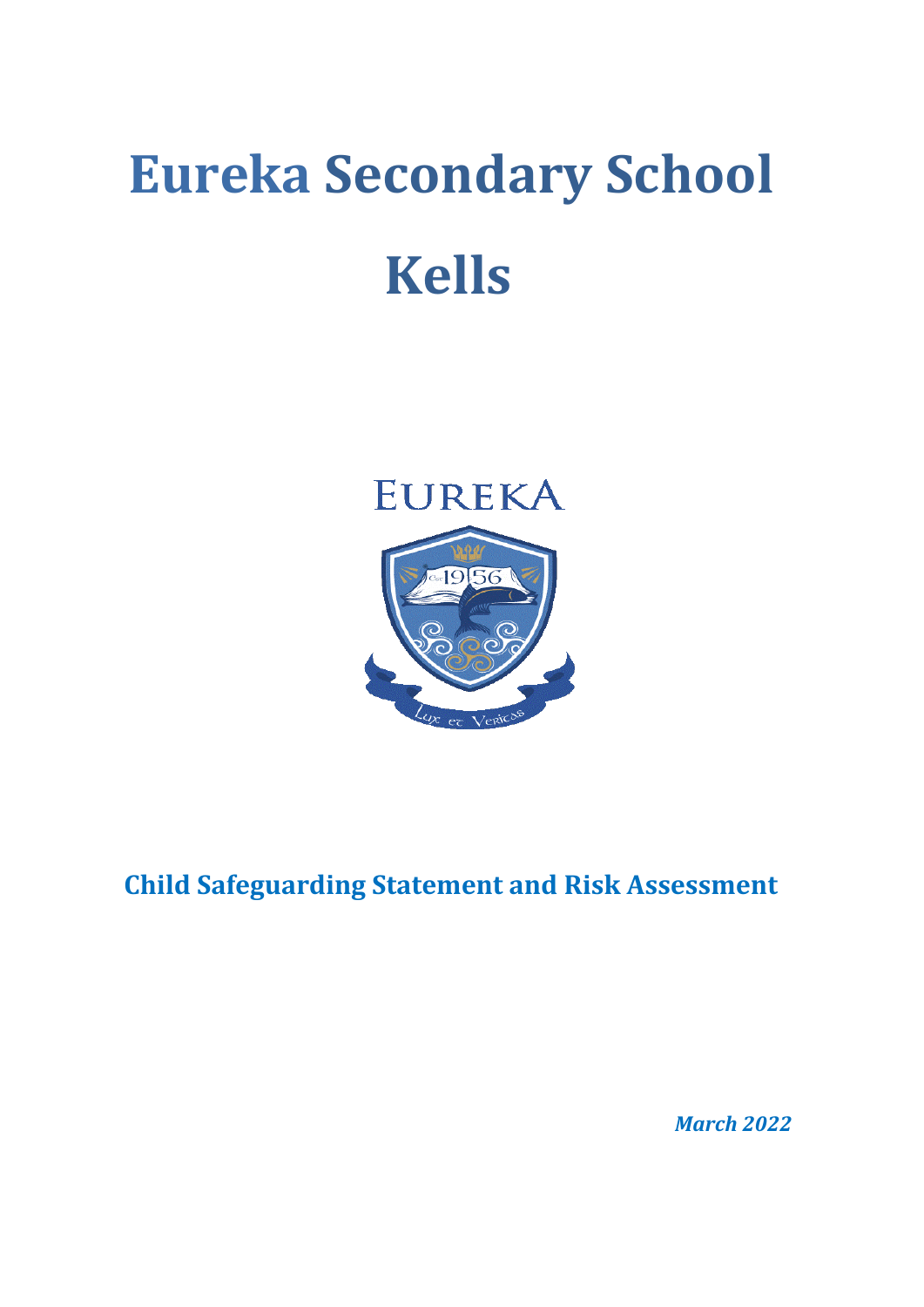# Eureka Secondary School

# Kells

## Child Safeguarding Statement and Risk Assessment

*March 2022*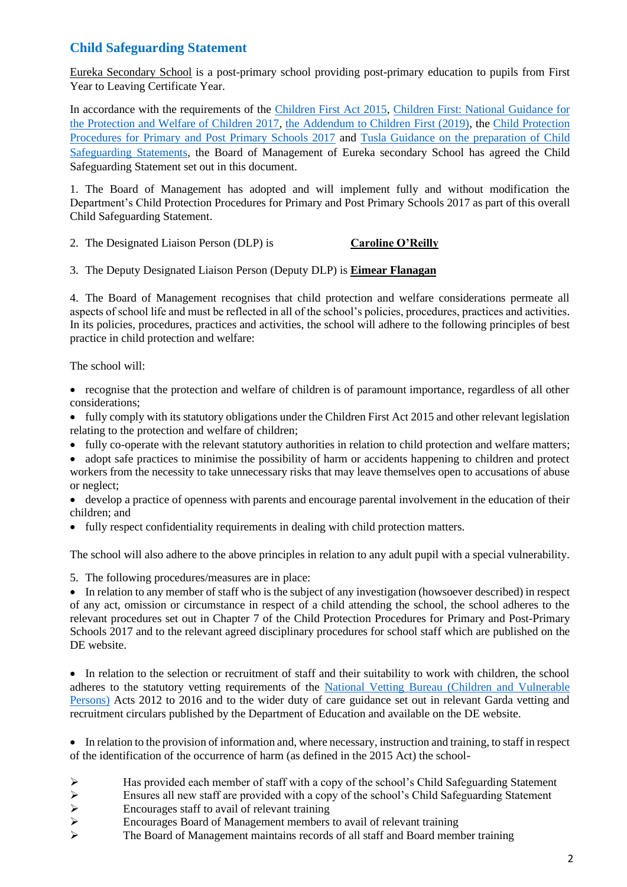## Child Safeguarding Statement

Eureka Secondary School is a post-primary school providing post-primary education to pupils from First Year to Leaving Certificate Year.

In accordance with the requirements of the Children First Act 2015, Children First: National Guidance for the Protection and Welfare of Children 2017, the Addendum to Children First (2019), the Child Protection Procedures for Primary and Post Primary Schools 2017 and Tusla Guidance on the preparation of Child Safeguarding Statements, the Board of Management of Eureka secondary School has agreed the Child Safeguarding Statement set out in this document.

1. The Board of Management has adopted and will implement fully and without modification the Department's Child Protection Procedures for Primary and Post Primary Schools 2017 as part of this overall Child Safeguarding Statement.

2. The Designated Liaison Person (DLP) is **Caroline O'Reilly**

3. The Deputy Designated Liaison Person (Deputy DLP) is **Eimear Flanagan**

4. The Board of Management recognises that child protection and welfare considerations permeate all aspects of school life and must be reflected in all of the school's policies, procedures, practices and activities. In its policies, procedures, practices and activities, the school will adhere to the following principles of best practice in child protection and welfare:

The school will:

- recognise that the protection and welfare of children is of paramount importance, regardless of all other considerations;
- fully comply with its statutory obligations under the Children First Act 2015 and other relevant legislation relating to the protection and welfare of children;
- fully co-operate with the relevant statutory authorities in relation to child protection and welfare matters;
- adopt safe practices to minimise the possibility of harm or accidents happening to children and protect workers from the necessity to take unnecessary risks that may leave themselves open to accusations of abuse or neglect;
- develop a practice of openness with parents and encourage parental involvement in the education of their children; and
- fully respect confidentiality requirements in dealing with child protection matters.

The school will also adhere to the above principles in relation to any adult pupil with a special vulnerability.

5. The following procedures/measures are in place:

- In relation to any member of staff who is the subject of any investigation (howsoever described) in respect of any act, omission or circumstance in respect of a child attending the school, the school adheres to the relevant procedures set out in Chapter 7 of the Child Protection Procedures for Primary and Post-Primary Schools 2017 and to the relevant agreed disciplinary procedures for school staff which are published on the DE website.

- In relation to the selection or recruitment of staff and their suitability to work with children, the school adheres to the statutory vetting requirements of the National Vetting Bureau (Children and Vulnerable Persons) Acts 2012 to 2016 and to the wider duty of care guidance set out in relevant Garda vetting and recruitment circulars published by the Department of Education and available on the DE website.

- In relation to the provision of information and, where necessary, instruction and training, to staff in respect of the identification of the occurrence of harm (as defined in the 2015 Act) the school-

  - Has provided each member of staff with a copy of the school's Child Safeguarding Statement
  - Ensures all new staff are provided with a copy of the school's Child Safeguarding Statement
  - Encourages staff to avail of relevant training
  - Encourages Board of Management members to avail of relevant training
  - The Board of Management maintains records of all staff and Board member training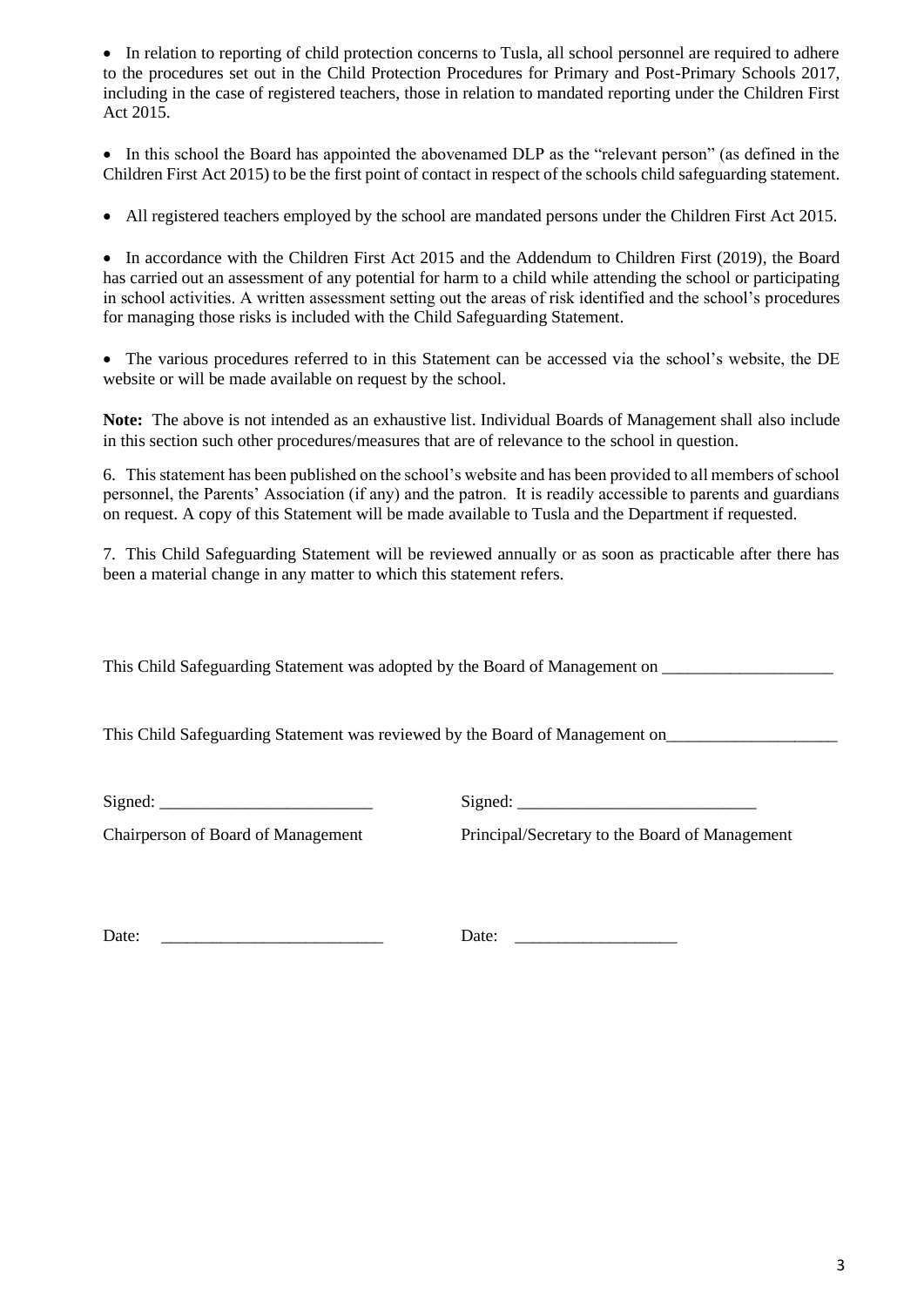- In relation to reporting of child protection concerns to Tusla, all school personnel are required to adhere to the procedures set out in the Child Protection Procedures for Primary and Post-Primary Schools 2017, including in the case of registered teachers, those in relation to mandated reporting under the Children First Act 2015.

- In this school the Board has appointed the abovenamed DLP as the "relevant person" (as defined in the Children First Act 2015) to be the first point of contact in respect of the schools child safeguarding statement.

- All registered teachers employed by the school are mandated persons under the Children First Act 2015.

- In accordance with the Children First Act 2015 and the Addendum to Children First (2019), the Board has carried out an assessment of any potential for harm to a child while attending the school or participating in school activities. A written assessment setting out the areas of risk identified and the school's procedures for managing those risks is included with the Child Safeguarding Statement.

- The various procedures referred to in this Statement can be accessed via the school's website, the DE website or will be made available on request by the school.

**Note:** The above is not intended as an exhaustive list. Individual Boards of Management shall also include in this section such other procedures/measures that are of relevance to the school in question.

6. This statement has been published on the school's website and has been provided to all members of school personnel, the Parents' Association (if any) and the patron. It is readily accessible to parents and guardians on request. A copy of this Statement will be made available to Tusla and the Department if requested.

7. This Child Safeguarding Statement will be reviewed annually or as soon as practicable after there has been a material change in any matter to which this statement refers.

This Child Safeguarding Statement was adopted by the Board of Management on ____________________

This Child Safeguarding Statement was reviewed by the Board of Management on____________________

Signed: _________________________ Signed: ____________________________

Chairperson of Board of Management Principal/Secretary to the Board of Management

Date: __________________________ Date: ___________________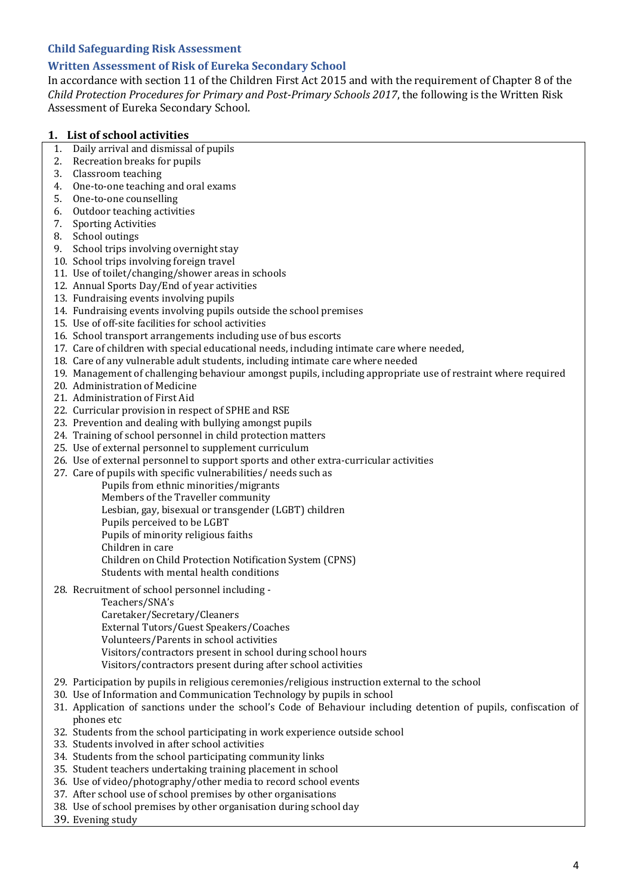## Child Safeguarding Risk Assessment

### Written Assessment of Risk of Eureka Secondary School

In accordance with section 11 of the Children First Act 2015 and with the requirement of Chapter 8 of the *Child Protection Procedures for Primary and Post-Primary Schools 2017*, the following is the Written Risk Assessment of Eureka Secondary School.

### 1. List of school activities

1. Daily arrival and dismissal of pupils
2. Recreation breaks for pupils
3. Classroom teaching
4. One-to-one teaching and oral exams
5. One-to-one counselling
6. Outdoor teaching activities
7. Sporting Activities
8. School outings
9. School trips involving overnight stay
10. School trips involving foreign travel
11. Use of toilet/changing/shower areas in schools
12. Annual Sports Day/End of year activities
13. Fundraising events involving pupils
14. Fundraising events involving pupils outside the school premises
15. Use of off-site facilities for school activities
16. School transport arrangements including use of bus escorts
17. Care of children with special educational needs, including intimate care where needed,
18. Care of any vulnerable adult students, including intimate care where needed
19. Management of challenging behaviour amongst pupils, including appropriate use of restraint where required
20. Administration of Medicine
21. Administration of First Aid
22. Curricular provision in respect of SPHE and RSE
23. Prevention and dealing with bullying amongst pupils
24. Training of school personnel in child protection matters
25. Use of external personnel to supplement curriculum
26. Use of external personnel to support sports and other extra-curricular activities
27. Care of pupils with specific vulnerabilities/ needs such as
    - Pupils from ethnic minorities/migrants
    - Members of the Traveller community
    - Lesbian, gay, bisexual or transgender (LGBT) children
    - Pupils perceived to be LGBT
    - Pupils of minority religious faiths
    - Children in care
    - Children on Child Protection Notification System (CPNS)
    - Students with mental health conditions
28. Recruitment of school personnel including -
    - Teachers/SNA's
    - Caretaker/Secretary/Cleaners
    - External Tutors/Guest Speakers/Coaches
    - Volunteers/Parents in school activities
    - Visitors/contractors present in school during school hours
    - Visitors/contractors present during after school activities
29. Participation by pupils in religious ceremonies/religious instruction external to the school
30. Use of Information and Communication Technology by pupils in school
31. Application of sanctions under the school's Code of Behaviour including detention of pupils, confiscation of phones etc
32. Students from the school participating in work experience outside school
33. Students involved in after school activities
34. Students from the school participating community links
35. Student teachers undertaking training placement in school
36. Use of video/photography/other media to record school events
37. After school use of school premises by other organisations
38. Use of school premises by other organisation during school day
39. Evening study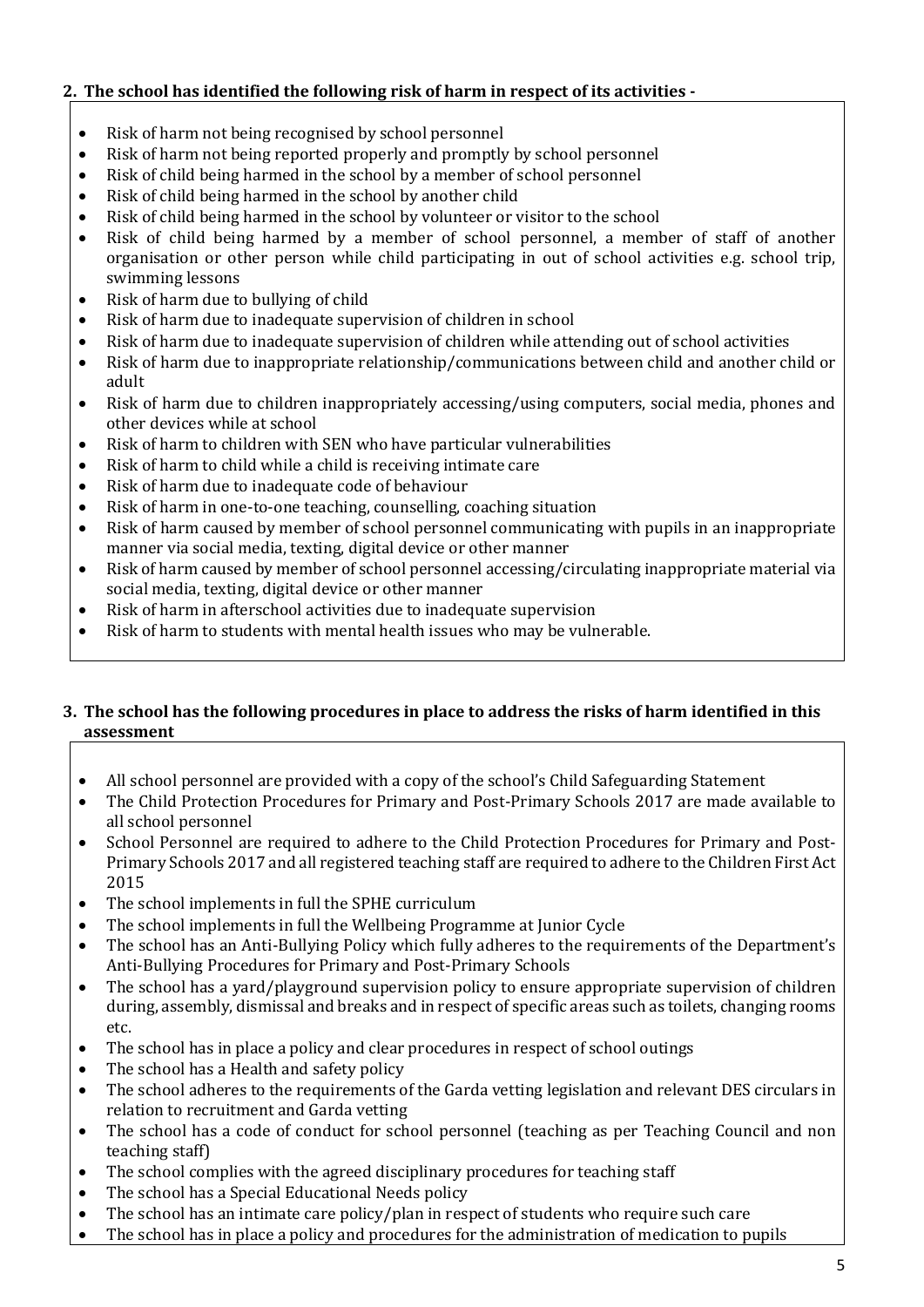**2. The school has identified the following risk of harm in respect of its activities -**

- Risk of harm not being recognised by school personnel
- Risk of harm not being reported properly and promptly by school personnel
- Risk of child being harmed in the school by a member of school personnel
- Risk of child being harmed in the school by another child
- Risk of child being harmed in the school by volunteer or visitor to the school
- Risk of child being harmed by a member of school personnel, a member of staff of another organisation or other person while child participating in out of school activities e.g. school trip, swimming lessons
- Risk of harm due to bullying of child
- Risk of harm due to inadequate supervision of children in school
- Risk of harm due to inadequate supervision of children while attending out of school activities
- Risk of harm due to inappropriate relationship/communications between child and another child or adult
- Risk of harm due to children inappropriately accessing/using computers, social media, phones and other devices while at school
- Risk of harm to children with SEN who have particular vulnerabilities
- Risk of harm to child while a child is receiving intimate care
- Risk of harm due to inadequate code of behaviour
- Risk of harm in one-to-one teaching, counselling, coaching situation
- Risk of harm caused by member of school personnel communicating with pupils in an inappropriate manner via social media, texting, digital device or other manner
- Risk of harm caused by member of school personnel accessing/circulating inappropriate material via social media, texting, digital device or other manner
- Risk of harm in afterschool activities due to inadequate supervision
- Risk of harm to students with mental health issues who may be vulnerable.

**3. The school has the following procedures in place to address the risks of harm identified in this assessment**

- All school personnel are provided with a copy of the school's Child Safeguarding Statement
- The Child Protection Procedures for Primary and Post-Primary Schools 2017 are made available to all school personnel
- School Personnel are required to adhere to the Child Protection Procedures for Primary and Post-Primary Schools 2017 and all registered teaching staff are required to adhere to the Children First Act 2015
- The school implements in full the SPHE curriculum
- The school implements in full the Wellbeing Programme at Junior Cycle
- The school has an Anti-Bullying Policy which fully adheres to the requirements of the Department's Anti-Bullying Procedures for Primary and Post-Primary Schools
- The school has a yard/playground supervision policy to ensure appropriate supervision of children during, assembly, dismissal and breaks and in respect of specific areas such as toilets, changing rooms etc.
- The school has in place a policy and clear procedures in respect of school outings
- The school has a Health and safety policy
- The school adheres to the requirements of the Garda vetting legislation and relevant DES circulars in relation to recruitment and Garda vetting
- The school has a code of conduct for school personnel (teaching as per Teaching Council and non teaching staff)
- The school complies with the agreed disciplinary procedures for teaching staff
- The school has a Special Educational Needs policy
- The school has an intimate care policy/plan in respect of students who require such care
- The school has in place a policy and procedures for the administration of medication to pupils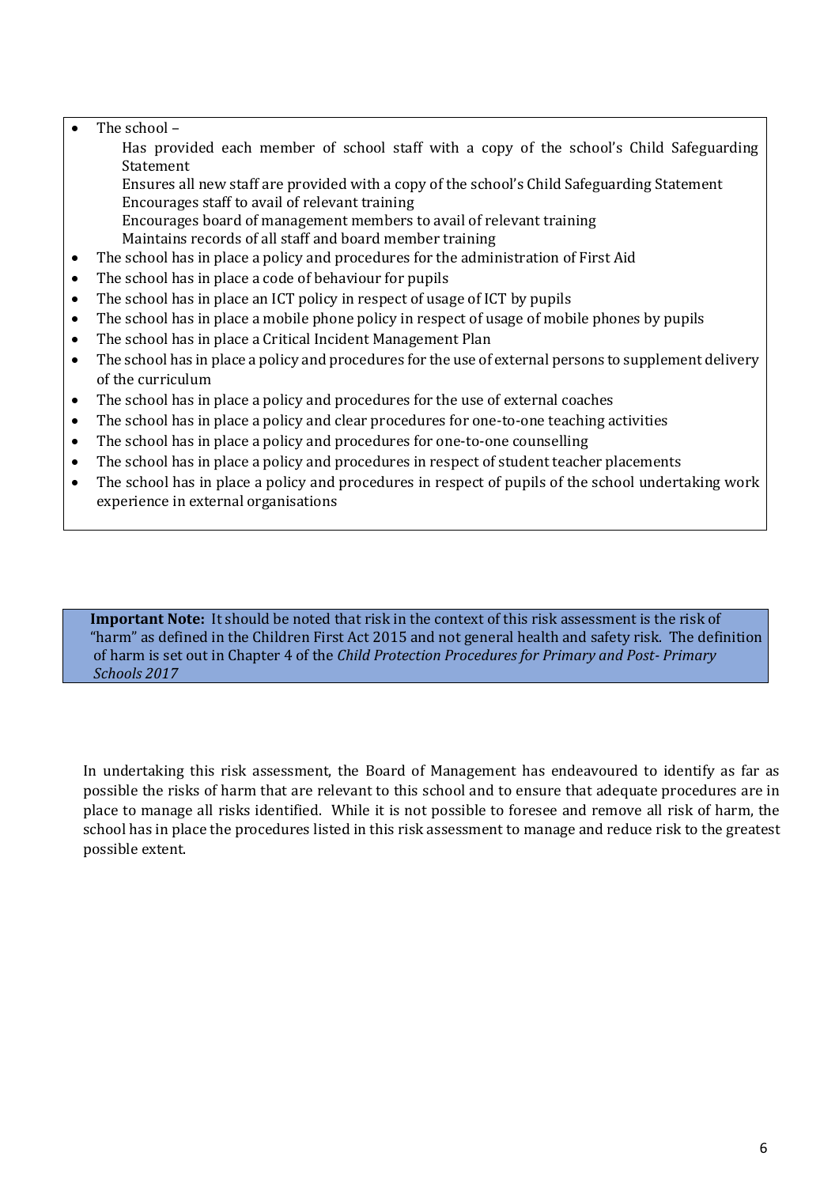- The school –
    - Has provided each member of school staff with a copy of the school's Child Safeguarding Statement
    - Ensures all new staff are provided with a copy of the school's Child Safeguarding Statement
    - Encourages staff to avail of relevant training
    - Encourages board of management members to avail of relevant training
    - Maintains records of all staff and board member training
- The school has in place a policy and procedures for the administration of First Aid
- The school has in place a code of behaviour for pupils
- The school has in place an ICT policy in respect of usage of ICT by pupils
- The school has in place a mobile phone policy in respect of usage of mobile phones by pupils
- The school has in place a Critical Incident Management Plan
- The school has in place a policy and procedures for the use of external persons to supplement delivery of the curriculum
- The school has in place a policy and procedures for the use of external coaches
- The school has in place a policy and clear procedures for one-to-one teaching activities
- The school has in place a policy and procedures for one-to-one counselling
- The school has in place a policy and procedures in respect of student teacher placements
- The school has in place a policy and procedures in respect of pupils of the school undertaking work experience in external organisations

**Important Note:** It should be noted that risk in the context of this risk assessment is the risk of "harm" as defined in the Children First Act 2015 and not general health and safety risk. The definition of harm is set out in Chapter 4 of the *Child Protection Procedures for Primary and Post- Primary Schools 2017*

In undertaking this risk assessment, the Board of Management has endeavoured to identify as far as possible the risks of harm that are relevant to this school and to ensure that adequate procedures are in place to manage all risks identified. While it is not possible to foresee and remove all risk of harm, the school has in place the procedures listed in this risk assessment to manage and reduce risk to the greatest possible extent.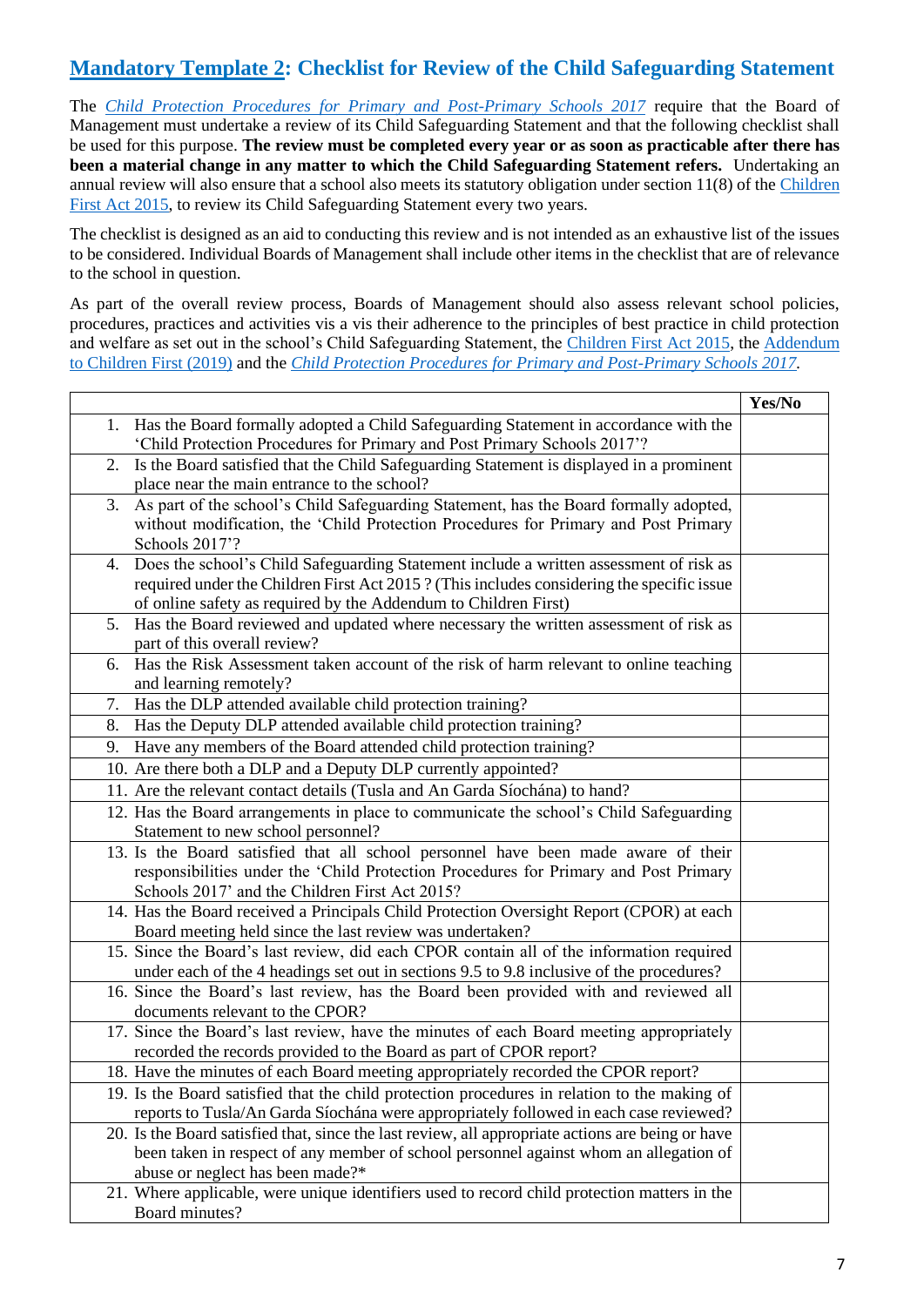## Mandatory Template 2: Checklist for Review of the Child Safeguarding Statement

The *Child Protection Procedures for Primary and Post-Primary Schools 2017* require that the Board of Management must undertake a review of its Child Safeguarding Statement and that the following checklist shall be used for this purpose. **The review must be completed every year or as soon as practicable after there has been a material change in any matter to which the Child Safeguarding Statement refers.** Undertaking an annual review will also ensure that a school also meets its statutory obligation under section 11(8) of the Children First Act 2015, to review its Child Safeguarding Statement every two years.

The checklist is designed as an aid to conducting this review and is not intended as an exhaustive list of the issues to be considered. Individual Boards of Management shall include other items in the checklist that are of relevance to the school in question.

As part of the overall review process, Boards of Management should also assess relevant school policies, procedures, practices and activities vis a vis their adherence to the principles of best practice in child protection and welfare as set out in the school's Child Safeguarding Statement, the Children First Act 2015, the Addendum to Children First (2019) and the *Child Protection Procedures for Primary and Post-Primary Schools 2017*.

| | Yes/No |
|---|---|
| 1. Has the Board formally adopted a Child Safeguarding Statement in accordance with the 'Child Protection Procedures for Primary and Post Primary Schools 2017'? | |
| 2. Is the Board satisfied that the Child Safeguarding Statement is displayed in a prominent place near the main entrance to the school? | |
| 3. As part of the school's Child Safeguarding Statement, has the Board formally adopted, without modification, the 'Child Protection Procedures for Primary and Post Primary Schools 2017'? | |
| 4. Does the school's Child Safeguarding Statement include a written assessment of risk as required under the Children First Act 2015 ? (This includes considering the specific issue of online safety as required by the Addendum to Children First) | |
| 5. Has the Board reviewed and updated where necessary the written assessment of risk as part of this overall review? | |
| 6. Has the Risk Assessment taken account of the risk of harm relevant to online teaching and learning remotely? | |
| 7. Has the DLP attended available child protection training? | |
| 8. Has the Deputy DLP attended available child protection training? | |
| 9. Have any members of the Board attended child protection training? | |
| 10. Are there both a DLP and a Deputy DLP currently appointed? | |
| 11. Are the relevant contact details (Tusla and An Garda Síochána) to hand? | |
| 12. Has the Board arrangements in place to communicate the school's Child Safeguarding Statement to new school personnel? | |
| 13. Is the Board satisfied that all school personnel have been made aware of their responsibilities under the 'Child Protection Procedures for Primary and Post Primary Schools 2017' and the Children First Act 2015? | |
| 14. Has the Board received a Principals Child Protection Oversight Report (CPOR) at each Board meeting held since the last review was undertaken? | |
| 15. Since the Board's last review, did each CPOR contain all of the information required under each of the 4 headings set out in sections 9.5 to 9.8 inclusive of the procedures? | |
| 16. Since the Board's last review, has the Board been provided with and reviewed all documents relevant to the CPOR? | |
| 17. Since the Board's last review, have the minutes of each Board meeting appropriately recorded the records provided to the Board as part of CPOR report? | |
| 18. Have the minutes of each Board meeting appropriately recorded the CPOR report? | |
| 19. Is the Board satisfied that the child protection procedures in relation to the making of reports to Tusla/An Garda Síochána were appropriately followed in each case reviewed? | |
| 20. Is the Board satisfied that, since the last review, all appropriate actions are being or have been taken in respect of any member of school personnel against whom an allegation of abuse or neglect has been made?* | |
| 21. Where applicable, were unique identifiers used to record child protection matters in the Board minutes? | |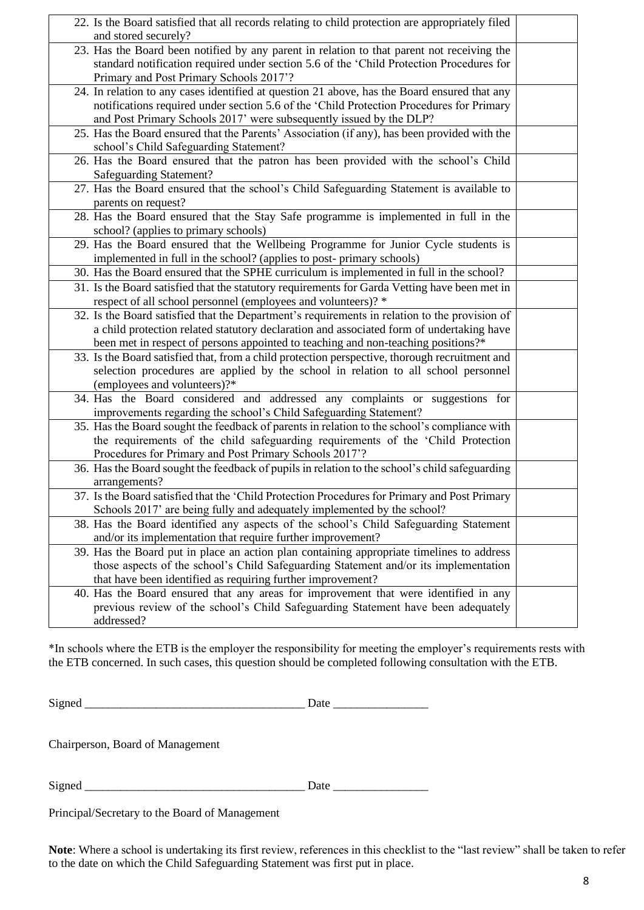| | |
|---|---|
| 22. Is the Board satisfied that all records relating to child protection are appropriately filed and stored securely? | |
| 23. Has the Board been notified by any parent in relation to that parent not receiving the standard notification required under section 5.6 of the 'Child Protection Procedures for Primary and Post Primary Schools 2017'? | |
| 24. In relation to any cases identified at question 21 above, has the Board ensured that any notifications required under section 5.6 of the 'Child Protection Procedures for Primary and Post Primary Schools 2017' were subsequently issued by the DLP? | |
| 25. Has the Board ensured that the Parents' Association (if any), has been provided with the school's Child Safeguarding Statement? | |
| 26. Has the Board ensured that the patron has been provided with the school's Child Safeguarding Statement? | |
| 27. Has the Board ensured that the school's Child Safeguarding Statement is available to parents on request? | |
| 28. Has the Board ensured that the Stay Safe programme is implemented in full in the school? (applies to primary schools) | |
| 29. Has the Board ensured that the Wellbeing Programme for Junior Cycle students is implemented in full in the school? (applies to post- primary schools) | |
| 30. Has the Board ensured that the SPHE curriculum is implemented in full in the school? | |
| 31. Is the Board satisfied that the statutory requirements for Garda Vetting have been met in respect of all school personnel (employees and volunteers)? * | |
| 32. Is the Board satisfied that the Department's requirements in relation to the provision of a child protection related statutory declaration and associated form of undertaking have been met in respect of persons appointed to teaching and non-teaching positions?* | |
| 33. Is the Board satisfied that, from a child protection perspective, thorough recruitment and selection procedures are applied by the school in relation to all school personnel (employees and volunteers)?* | |
| 34. Has the Board considered and addressed any complaints or suggestions for improvements regarding the school's Child Safeguarding Statement? | |
| 35. Has the Board sought the feedback of parents in relation to the school's compliance with the requirements of the child safeguarding requirements of the 'Child Protection Procedures for Primary and Post Primary Schools 2017'? | |
| 36. Has the Board sought the feedback of pupils in relation to the school's child safeguarding arrangements? | |
| 37. Is the Board satisfied that the 'Child Protection Procedures for Primary and Post Primary Schools 2017' are being fully and adequately implemented by the school? | |
| 38. Has the Board identified any aspects of the school's Child Safeguarding Statement and/or its implementation that require further improvement? | |
| 39. Has the Board put in place an action plan containing appropriate timelines to address those aspects of the school's Child Safeguarding Statement and/or its implementation that have been identified as requiring further improvement? | |
| 40. Has the Board ensured that any areas for improvement that were identified in any previous review of the school's Child Safeguarding Statement have been adequately addressed? | |

*In schools where the ETB is the employer the responsibility for meeting the employer's requirements rests with the ETB concerned. In such cases, this question should be completed following consultation with the ETB.

Signed ____________________________________ Date _______________

Chairperson, Board of Management

Signed ____________________________________ Date _______________

Principal/Secretary to the Board of Management

**Note**: Where a school is undertaking its first review, references in this checklist to the "last review" shall be taken to refer to the date on which the Child Safeguarding Statement was first put in place.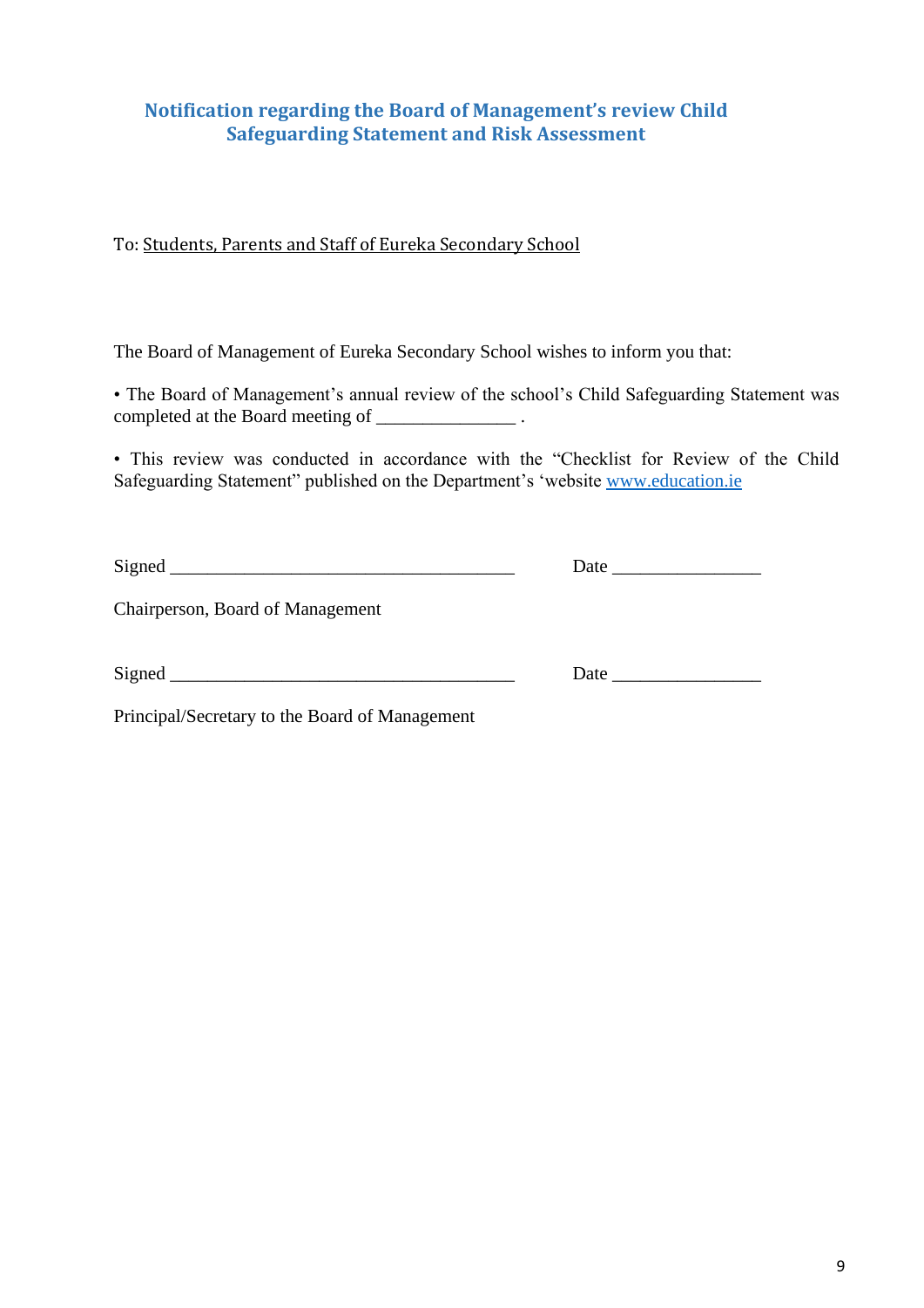## Notification regarding the Board of Management's review Child Safeguarding Statement and Risk Assessment

To: Students, Parents and Staff of Eureka Secondary School

The Board of Management of Eureka Secondary School wishes to inform you that:

• The Board of Management's annual review of the school's Child Safeguarding Statement was completed at the Board meeting of _______________ .

• This review was conducted in accordance with the "Checklist for Review of the Child Safeguarding Statement" published on the Department's 'website www.education.ie

Signed _____________________________________ Date _______________

Chairperson, Board of Management

Signed _____________________________________ Date _______________

Principal/Secretary to the Board of Management